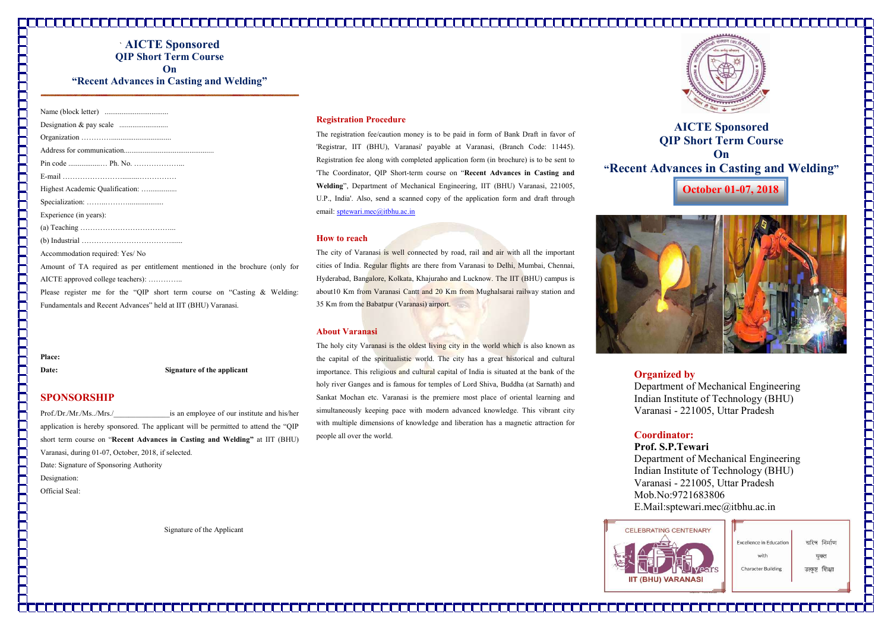# AICTE Sponsored
## QIP Short Term Course
## On
## "Recent Advances in Casting and Welding"

Name (block letter) ..................................

Designation & pay scale ..........................

Organization …………................................

Address for communication...............................................

Pin code ..................… Ph. No. ………………...

E-mail …………………….........……………

Highest Academic Qualification: ….…............

Specialization: ……..………...................

Experience (in years):

(a) Teaching ………………………………...

(b) Industrial ……………………………......

Accommodation required: Yes/ No

Amount of TA required as per entitlement mentioned in the brochure (only for AICTE approved college teachers): …………..

Please register me for the "QIP short term course on "Casting & Welding: Fundamentals and Recent Advances" held at IIT (BHU) Varanasi.

**Place:**

**Date:** **Signature of the applicant**

## SPONSORSHIP

Prof./Dr./Mr./Ms../Mrs./_______________is an employee of our institute and his/her application is hereby sponsored. The applicant will be permitted to attend the "QIP short term course on "**Recent Advances in Casting and Welding"** at IIT (BHU) Varanasi, during 01-07, October, 2018, if selected.

Date: Signature of Sponsoring Authority

Designation:

Official Seal:

Signature of the Applicant

## Registration Procedure

The registration fee/caution money is to be paid in form of Bank Draft in favor of 'Registrar, IIT (BHU), Varanasi' payable at Varanasi, (Branch Code: 11445). Registration fee along with completed application form (in brochure) is to be sent to 'The Coordinator, QIP Short-term course on "**Recent Advances in Casting and Welding**", Department of Mechanical Engineering, IIT (BHU) Varanasi, 221005, U.P., India'. Also, send a scanned copy of the application form and draft through email: sptewari.mec@itbhu.ac.in

## How to reach

The city of Varanasi is well connected by road, rail and air with all the important cities of India. Regular flights are there from Varanasi to Delhi, Mumbai, Chennai, Hyderabad, Bangalore, Kolkata, Khajuraho and Lucknow. The IIT (BHU) campus is about10 Km from Varanasi Cantt and 20 Km from Mughalsarai railway station and 35 Km from the Babatpur (Varanasi) airport.

## About Varanasi

The holy city Varanasi is the oldest living city in the world which is also known as the capital of the spiritualistic world. The city has a great historical and cultural importance. This religious and cultural capital of India is situated at the bank of the holy river Ganges and is famous for temples of Lord Shiva, Buddha (at Sarnath) and Sankat Mochan etc. Varanasi is the premiere most place of oriental learning and simultaneously keeping pace with modern advanced knowledge. This vibrant city with multiple dimensions of knowledge and liberation has a magnetic attraction for people all over the world.

# AICTE Sponsored
## QIP Short Term Course
## On
## "Recent Advances in Casting and Welding"

**October 01-07, 2018**

## Organized by

Department of Mechanical Engineering
Indian Institute of Technology (BHU)
Varanasi - 221005, Uttar Pradesh

## Coordinator:

**Prof. S.P.Tewari**
Department of Mechanical Engineering
Indian Institute of Technology (BHU)
Varanasi - 221005, Uttar Pradesh
Mob.No:9721683806
E.Mail:sptewari.mec@itbhu.ac.in

CELEBRATING CENTENARY 100 Years IIT (BHU) VARANASI

Excellence in Education with Character Building

चरित्र निर्माण युक्त उत्कृष्ट शिक्षा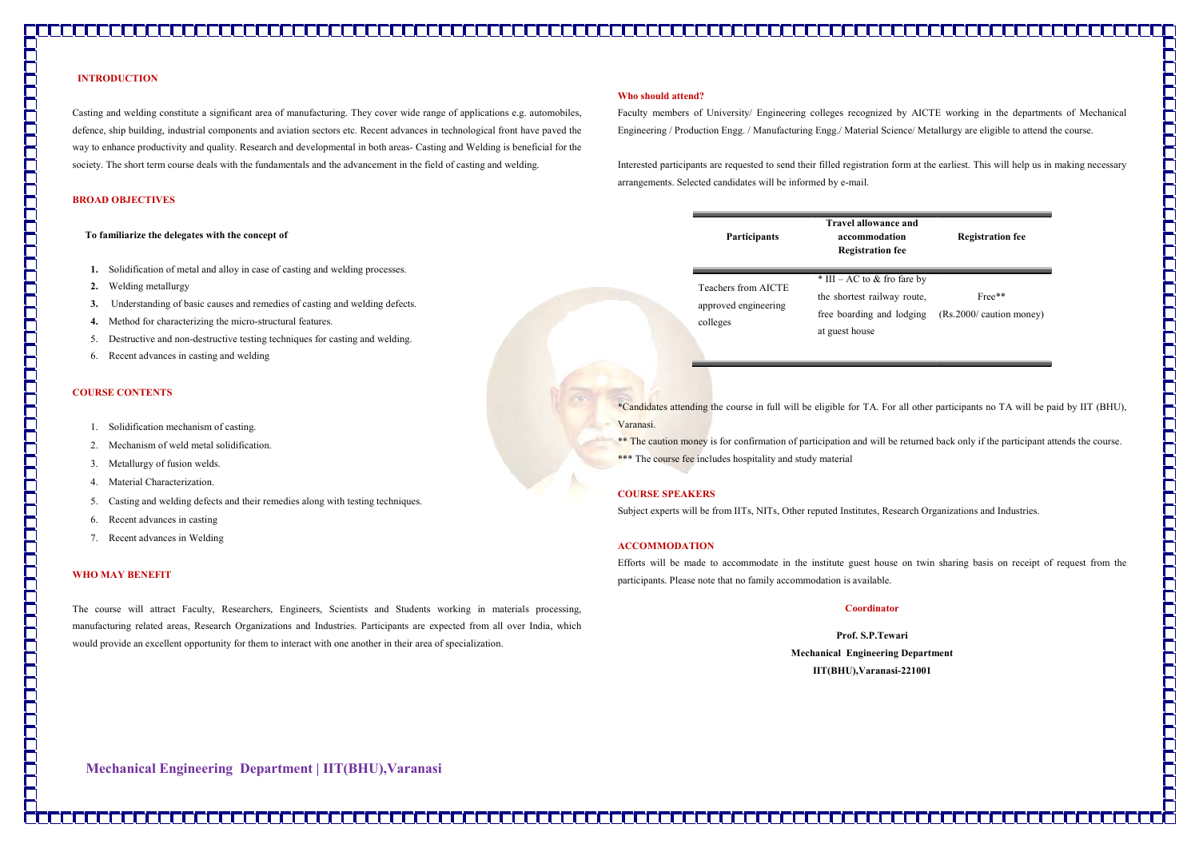## INTRODUCTION

Casting and welding constitute a significant area of manufacturing. They cover wide range of applications e.g. automobiles, defence, ship building, industrial components and aviation sectors etc. Recent advances in technological front have paved the way to enhance productivity and quality. Research and developmental in both areas- Casting and Welding is beneficial for the society. The short term course deals with the fundamentals and the advancement in the field of casting and welding.

## BROAD OBJECTIVES

**To familiarize the delegates with the concept of**

1. Solidification of metal and alloy in case of casting and welding processes.
2. Welding metallurgy
3. Understanding of basic causes and remedies of casting and welding defects.
4. Method for characterizing the micro-structural features.
5. Destructive and non-destructive testing techniques for casting and welding.
6. Recent advances in casting and welding

## COURSE CONTENTS

1. Solidification mechanism of casting.
2. Mechanism of weld metal solidification.
3. Metallurgy of fusion welds.
4. Material Characterization.
5. Casting and welding defects and their remedies along with testing techniques.
6. Recent advances in casting
7. Recent advances in Welding

## WHO MAY BENEFIT

The course will attract Faculty, Researchers, Engineers, Scientists and Students working in materials processing, manufacturing related areas, Research Organizations and Industries. Participants are expected from all over India, which would provide an excellent opportunity for them to interact with one another in their area of specialization.

## Who should attend?

Faculty members of University/ Engineering colleges recognized by AICTE working in the departments of Mechanical Engineering / Production Engg. / Manufacturing Engg./ Material Science/ Metallurgy are eligible to attend the course.

Interested participants are requested to send their filled registration form at the earliest. This will help us in making necessary arrangements. Selected candidates will be informed by e-mail.

| Participants | Travel allowance and accommodation Registration fee | Registration fee |
|---|---|---|
| Teachers from AICTE approved engineering colleges | * III – AC to & fro fare by the shortest railway route, free boarding and lodging at guest house | Free** (Rs.2000/ caution money) |

*Candidates attending the course in full will be eligible for TA. For all other participants no TA will be paid by IIT (BHU), Varanasi.

** The caution money is for confirmation of participation and will be returned back only if the participant attends the course.

*** The course fee includes hospitality and study material

## COURSE SPEAKERS

Subject experts will be from IITs, NITs, Other reputed Institutes, Research Organizations and Industries.

## ACCOMMODATION

Efforts will be made to accommodate in the institute guest house on twin sharing basis on receipt of request from the participants. Please note that no family accommodation is available.

**Coordinator**

**Prof. S.P.Tewari**
**Mechanical Engineering Department**
**IIT(BHU),Varanasi-221001**

**Mechanical Engineering Department | IIT(BHU),Varanasi**